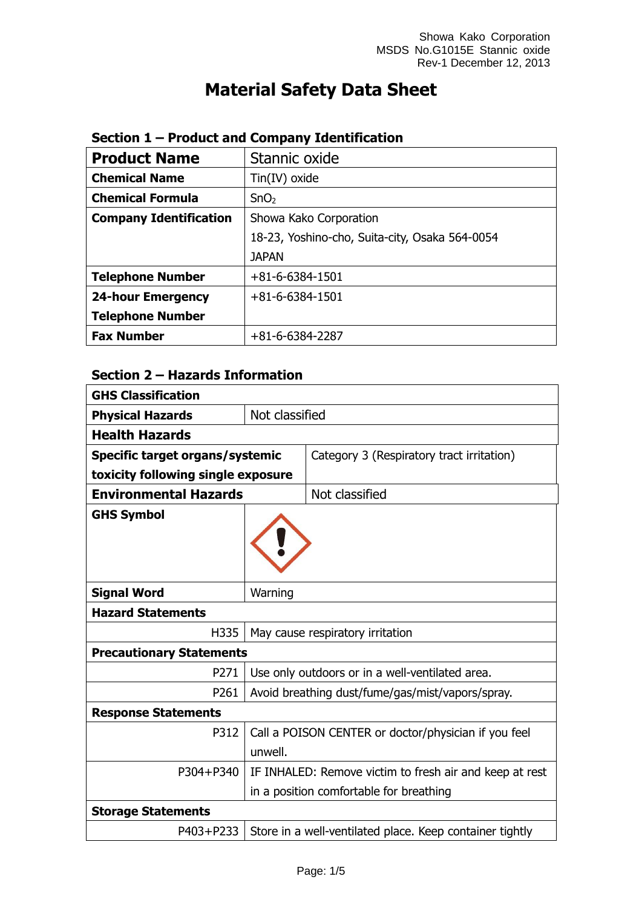# Material Safety Data Sheet

## Section 1 – Product and Company Identification

| **Product Name** | Stannic oxide |
|---|---|
| **Chemical Name** | Tin(IV) oxide |
| **Chemical Formula** | $SnO_2$ |
| **Company Identification** | Showa Kako Corporation<br>18-23, Yoshino-cho, Suita-city, Osaka 564-0054<br>JAPAN |
| **Telephone Number** | +81-6-6384-1501 |
| **24-hour Emergency Telephone Number** | +81-6-6384-1501 |
| **Fax Number** | +81-6-6384-2287 |

## Section 2 – Hazards Information

| **GHS Classification** | |
|---|---|
| **Physical Hazards** | Not classified |
| **Health Hazards** | |
| **Specific target organs/systemic toxicity following single exposure** | Category 3 (Respiratory tract irritation) |
| **Environmental Hazards** | Not classified |
| **GHS Symbol** | |
| **Signal Word** | Warning |
| **Hazard Statements** | |
| H335 | May cause respiratory irritation |
| **Precautionary Statements** | |
| P271 | Use only outdoors or in a well-ventilated area. |
| P261 | Avoid breathing dust/fume/gas/mist/vapors/spray. |
| **Response Statements** | |
| P312 | Call a POISON CENTER or doctor/physician if you feel unwell. |
| P304+P340 | IF INHALED: Remove victim to fresh air and keep at rest in a position comfortable for breathing |
| **Storage Statements** | |
| P403+P233 | Store in a well-ventilated place. Keep container tightly |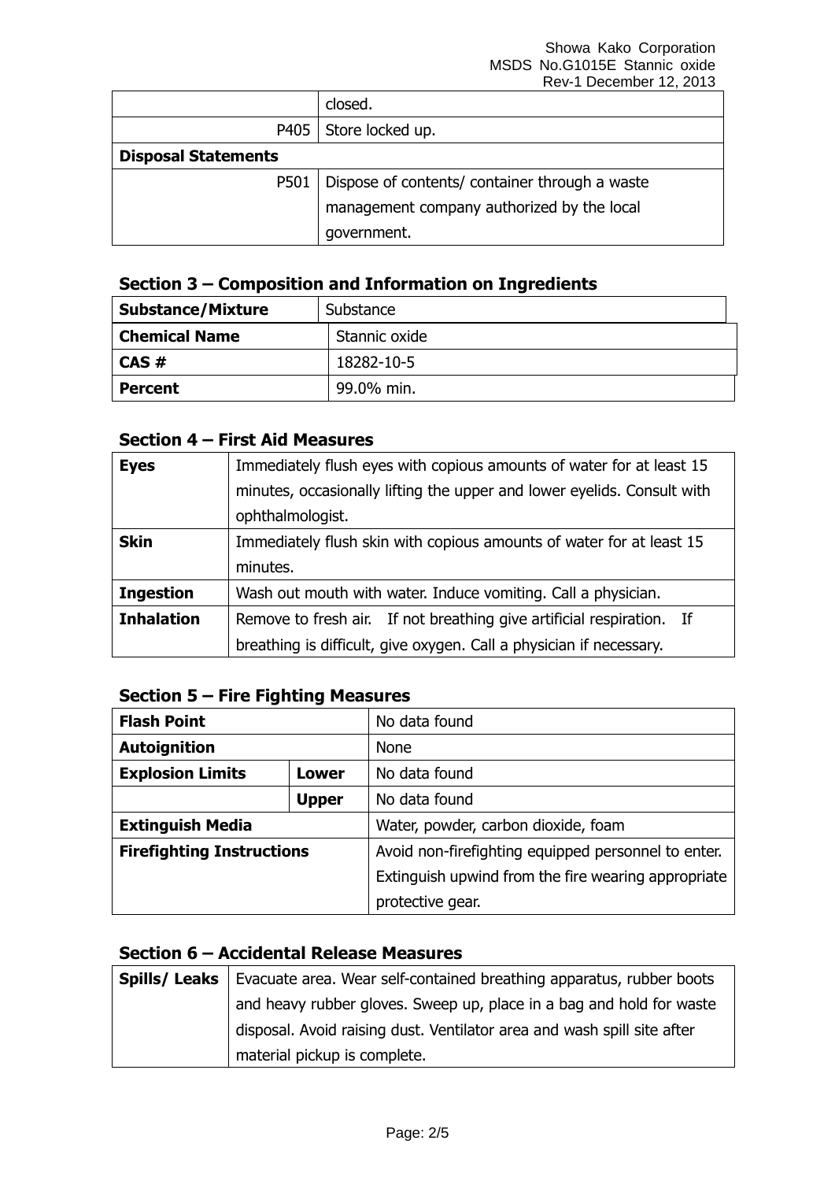| | closed. |
|---|---|
| P405 | Store locked up. |
| **Disposal Statements** | |
| P501 | Dispose of contents/ container through a waste management company authorized by the local government. |

## Section 3 – Composition and Information on Ingredients

| **Substance/Mixture** | Substance |
|---|---|
| **Chemical Name** | Stannic oxide |
| **CAS #** | 18282-10-5 |
| **Percent** | 99.0% min. |

## Section 4 – First Aid Measures

| **Eyes** | Immediately flush eyes with copious amounts of water for at least 15 minutes, occasionally lifting the upper and lower eyelids. Consult with ophthalmologist. |
|---|---|
| **Skin** | Immediately flush skin with copious amounts of water for at least 15 minutes. |
| **Ingestion** | Wash out mouth with water. Induce vomiting. Call a physician. |
| **Inhalation** | Remove to fresh air. If not breathing give artificial respiration. If breathing is difficult, give oxygen. Call a physician if necessary. |

## Section 5 – Fire Fighting Measures

| **Flash Point** | | No data found |
|---|---|---|
| **Autoignition** | | None |
| **Explosion Limits** | **Lower** | No data found |
| | **Upper** | No data found |
| **Extinguish Media** | | Water, powder, carbon dioxide, foam |
| **Firefighting Instructions** | | Avoid non-firefighting equipped personnel to enter. Extinguish upwind from the fire wearing appropriate protective gear. |

## Section 6 – Accidental Release Measures

| **Spills/ Leaks** | Evacuate area. Wear self-contained breathing apparatus, rubber boots and heavy rubber gloves. Sweep up, place in a bag and hold for waste disposal. Avoid raising dust. Ventilator area and wash spill site after material pickup is complete. |
|---|---|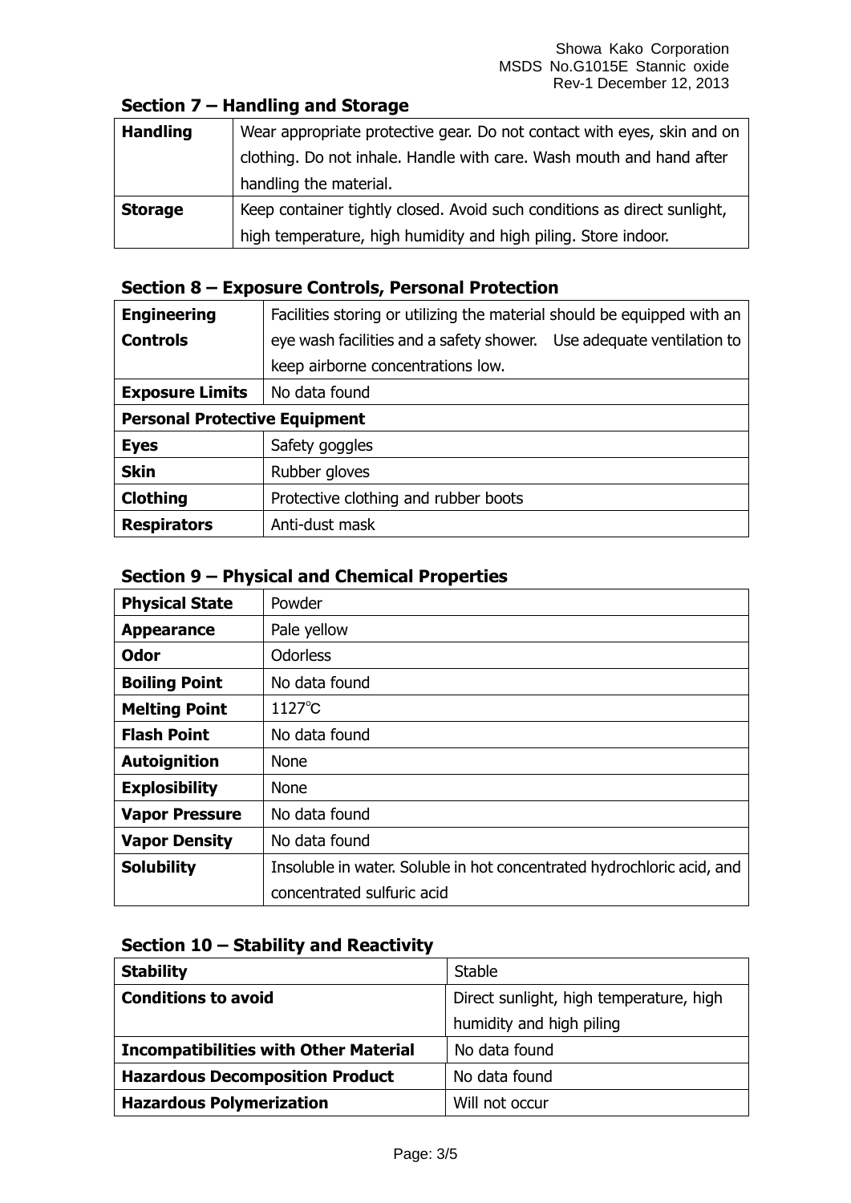## Section 7 – Handling and Storage

| | |
|---|---|
| **Handling** | Wear appropriate protective gear. Do not contact with eyes, skin and on clothing. Do not inhale. Handle with care. Wash mouth and hand after handling the material. |
| **Storage** | Keep container tightly closed. Avoid such conditions as direct sunlight, high temperature, high humidity and high piling. Store indoor. |

## Section 8 – Exposure Controls, Personal Protection

| | |
|---|---|
| **Engineering Controls** | Facilities storing or utilizing the material should be equipped with an eye wash facilities and a safety shower.　Use adequate ventilation to keep airborne concentrations low. |
| **Exposure Limits** | No data found |
| **Personal Protective Equipment** | |
| **Eyes** | Safety goggles |
| **Skin** | Rubber gloves |
| **Clothing** | Protective clothing and rubber boots |
| **Respirators** | Anti-dust mask |

## Section 9 – Physical and Chemical Properties

| | |
|---|---|
| **Physical State** | Powder |
| **Appearance** | Pale yellow |
| **Odor** | Odorless |
| **Boiling Point** | No data found |
| **Melting Point** | 1127℃ |
| **Flash Point** | No data found |
| **Autoignition** | None |
| **Explosibility** | None |
| **Vapor Pressure** | No data found |
| **Vapor Density** | No data found |
| **Solubility** | Insoluble in water. Soluble in hot concentrated hydrochloric acid, and concentrated sulfuric acid |

## Section 10 – Stability and Reactivity

| | |
|---|---|
| **Stability** | Stable |
| **Conditions to avoid** | Direct sunlight, high temperature, high humidity and high piling |
| **Incompatibilities with Other Material** | No data found |
| **Hazardous Decomposition Product** | No data found |
| **Hazardous Polymerization** | Will not occur |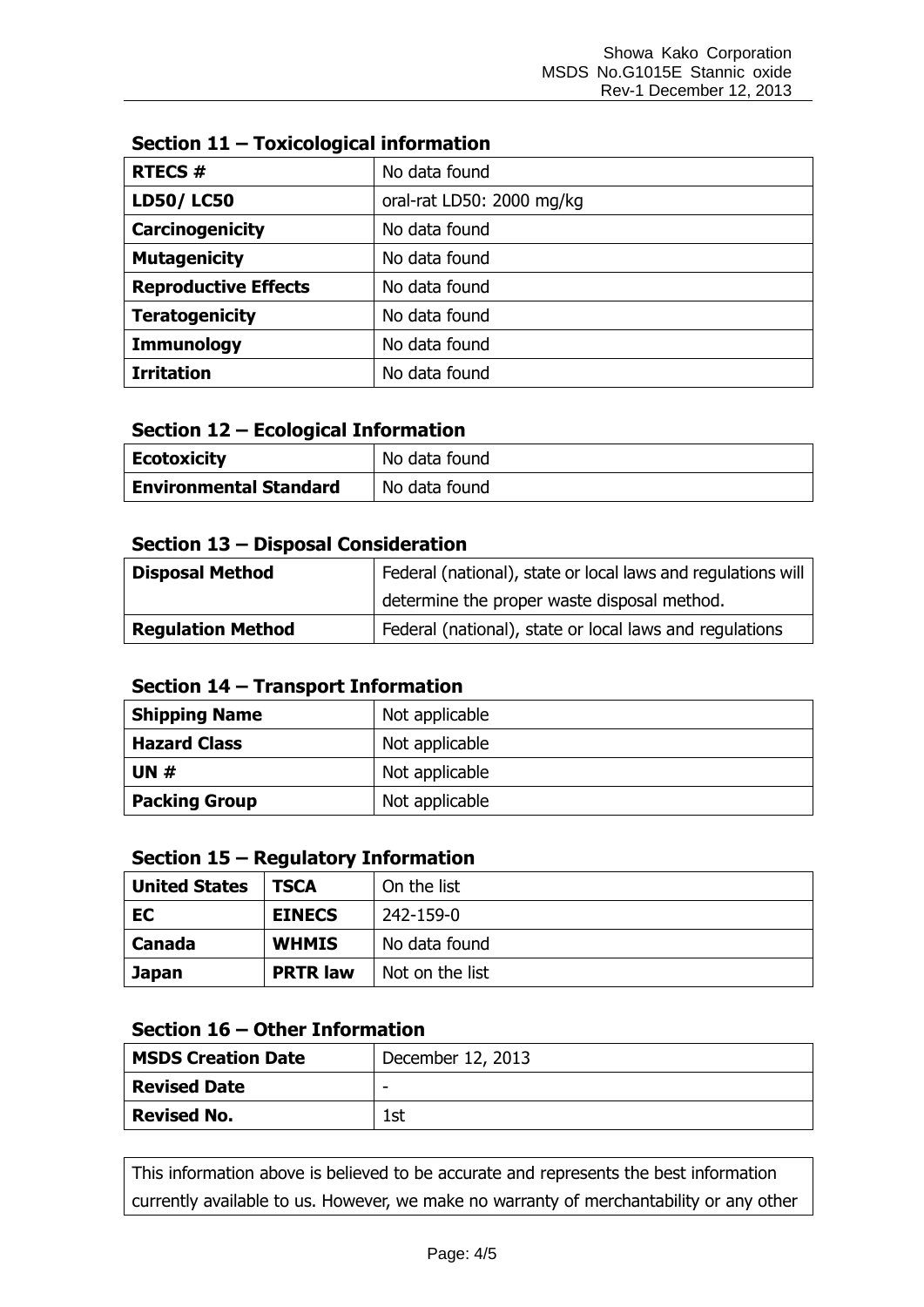## Section 11 – Toxicological information

| **RTECS #** | No data found |
|---|---|
| **LD50/ LC50** | oral-rat LD50: 2000 mg/kg |
| **Carcinogenicity** | No data found |
| **Mutagenicity** | No data found |
| **Reproductive Effects** | No data found |
| **Teratogenicity** | No data found |
| **Immunology** | No data found |
| **Irritation** | No data found |

## Section 12 – Ecological Information

| **Ecotoxicity** | No data found |
|---|---|
| **Environmental Standard** | No data found |

## Section 13 – Disposal Consideration

| **Disposal Method** | Federal (national), state or local laws and regulations will determine the proper waste disposal method. |
|---|---|
| **Regulation Method** | Federal (national), state or local laws and regulations |

## Section 14 – Transport Information

| **Shipping Name** | Not applicable |
|---|---|
| **Hazard Class** | Not applicable |
| **UN #** | Not applicable |
| **Packing Group** | Not applicable |

## Section 15 – Regulatory Information

| **United States** | **TSCA** | On the list |
|---|---|---|
| **EC** | **EINECS** | 242-159-0 |
| **Canada** | **WHMIS** | No data found |
| **Japan** | **PRTR law** | Not on the list |

## Section 16 – Other Information

| **MSDS Creation Date** | December 12, 2013 |
|---|---|
| **Revised Date** | - |
| **Revised No.** | 1st |

This information above is believed to be accurate and represents the best information currently available to us. However, we make no warranty of merchantability or any other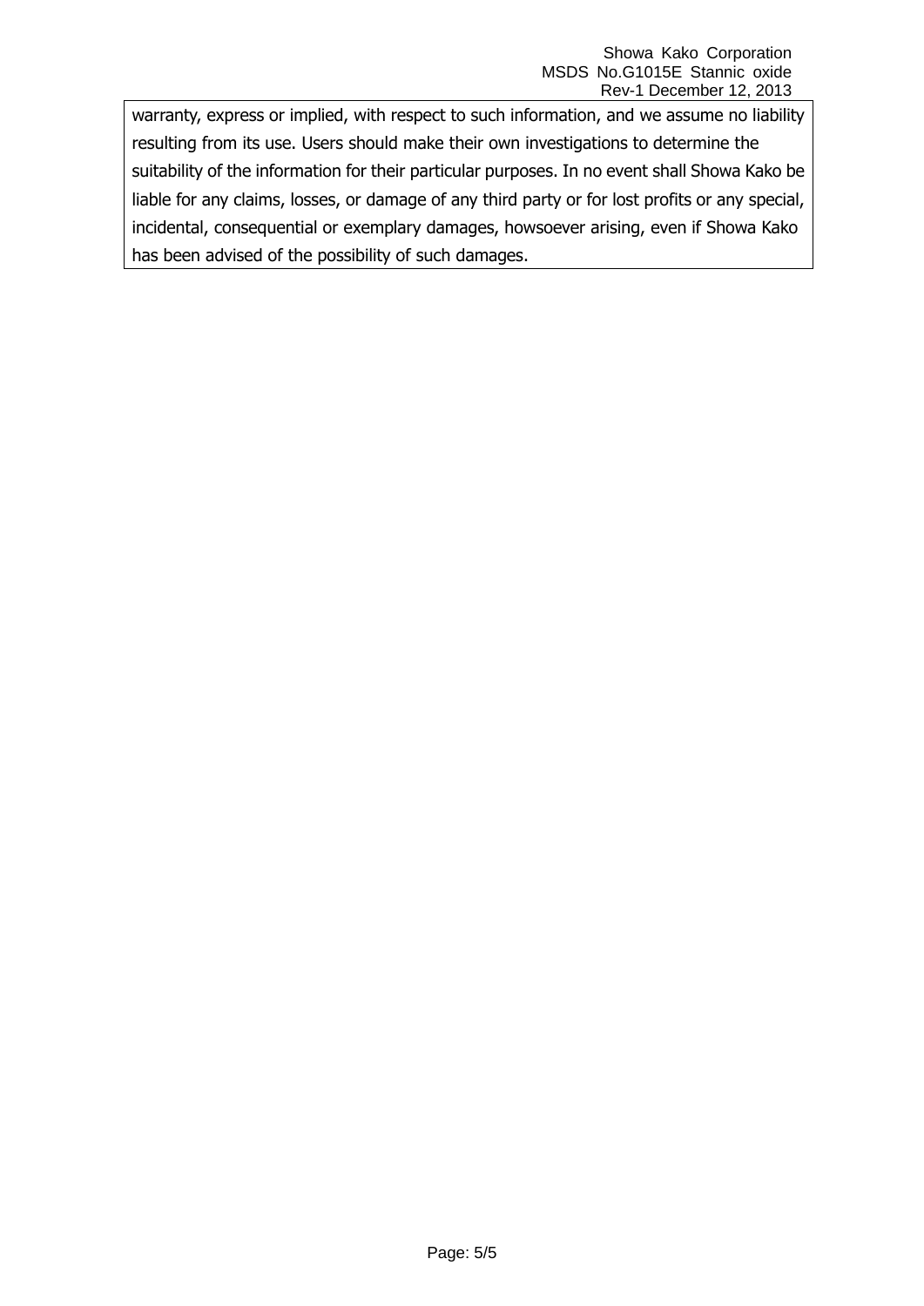warranty, express or implied, with respect to such information, and we assume no liability resulting from its use. Users should make their own investigations to determine the suitability of the information for their particular purposes. In no event shall Showa Kako be liable for any claims, losses, or damage of any third party or for lost profits or any special, incidental, consequential or exemplary damages, howsoever arising, even if Showa Kako has been advised of the possibility of such damages.